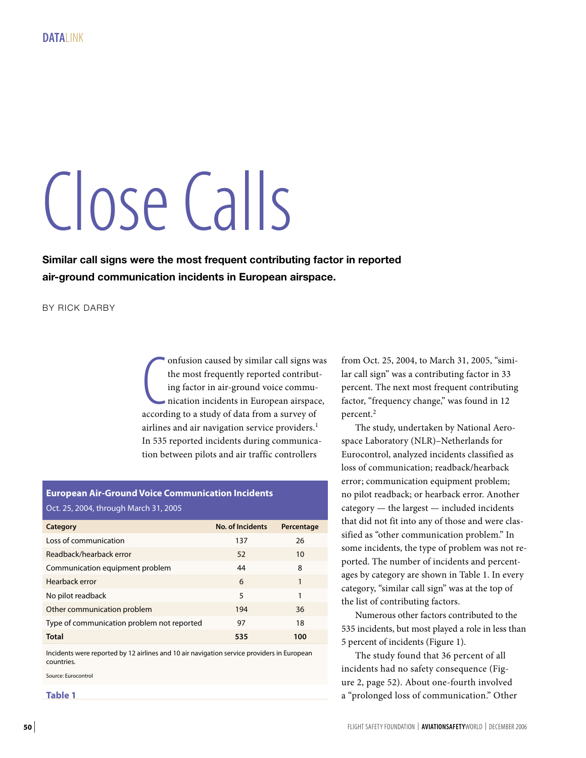DATALINK

# Close Calls

**Similar call signs were the most frequent contributing factor in reported air-ground communication incidents in European airspace.**

BY RICK DARBY

Confusion caused by similar call signs was the most frequently reported contributing factor in air-ground voice communication incidents in European airspace, according to a study of data from a survey of airlines and air navigation service providers.[1] In 535 reported incidents during communication between pilots and air traffic controllers from Oct. 25, 2004, to March 31, 2005, "similar call sign" was a contributing factor in 33 percent. The next most frequent contributing factor, "frequency change," was found in 12 percent.[2]

The study, undertaken by National Aerospace Laboratory (NLR)–Netherlands for Eurocontrol, analyzed incidents classified as loss of communication; readback/hearback error; communication equipment problem; no pilot readback; or hearback error. Another category — the largest — included incidents that did not fit into any of those and were classified as "other communication problem." In some incidents, the type of problem was not reported. The number of incidents and percentages by category are shown in Table 1. In every category, "similar call sign" was at the top of the list of contributing factors.

**European Air-Ground Voice Communication Incidents**
Oct. 25, 2004, through March 31, 2005

| Category | No. of Incidents | Percentage |
|---|---|---|
| Loss of communication | 137 | 26 |
| Readback/hearback error | 52 | 10 |
| Communication equipment problem | 44 | 8 |
| Hearback error | 6 | 1 |
| No pilot readback | 5 | 1 |
| Other communication problem | 194 | 36 |
| Type of communication problem not reported | 97 | 18 |
| **Total** | **535** | **100** |

Incidents were reported by 12 airlines and 10 air navigation service providers in European countries.

Source: Eurocontrol

**Table 1**

Numerous other factors contributed to the 535 incidents, but most played a role in less than 5 percent of incidents (Figure 1).

The study found that 36 percent of all incidents had no safety consequence (Figure 2, page 52). About one-fourth involved a "prolonged loss of communication." Other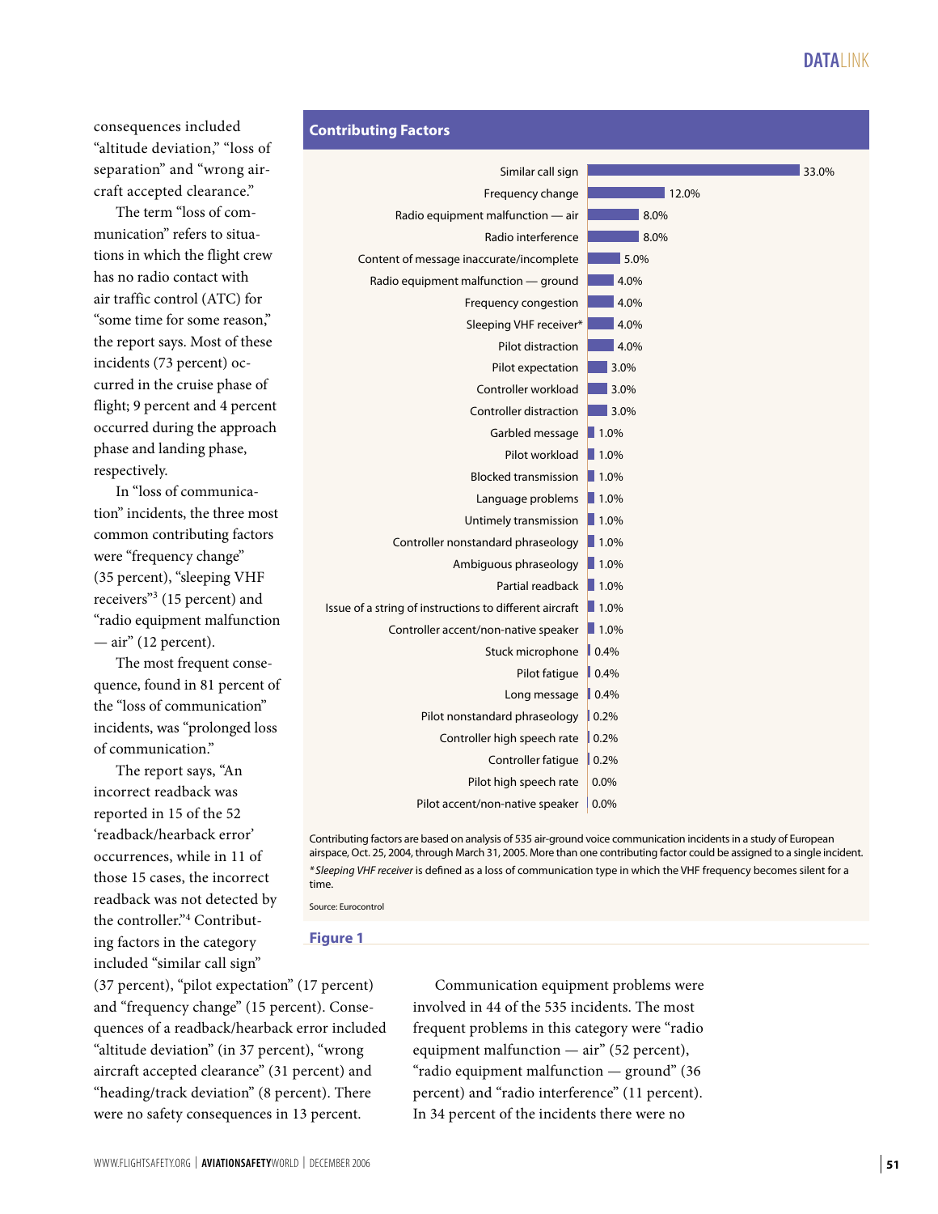consequences included "altitude deviation," "loss of separation" and "wrong aircraft accepted clearance."

The term "loss of communication" refers to situations in which the flight crew has no radio contact with air traffic control (ATC) for "some time for some reason," the report says. Most of these incidents (73 percent) occurred in the cruise phase of flight; 9 percent and 4 percent occurred during the approach phase and landing phase, respectively.

In "loss of communication" incidents, the three most common contributing factors were "frequency change" (35 percent), "sleeping VHF receivers"[3] (15 percent) and "radio equipment malfunction — air" (12 percent).

The most frequent consequence, found in 81 percent of the "loss of communication" incidents, was "prolonged loss of communication."

The report says, "An incorrect readback was reported in 15 of the 52 'readback/hearback error' occurrences, while in 11 of those 15 cases, the incorrect readback was not detected by the controller."[4] Contributing factors in the category included "similar call sign" (37 percent), "pilot expectation" (17 percent) and "frequency change" (15 percent). Consequences of a readback/hearback error included "altitude deviation" (in 37 percent), "wrong aircraft accepted clearance" (31 percent) and "heading/track deviation" (8 percent). There were no safety consequences in 13 percent.

Communication equipment problems were involved in 44 of the 535 incidents. The most frequent problems in this category were "radio equipment malfunction — air" (52 percent), "radio equipment malfunction — ground" (36 percent) and "radio interference" (11 percent). In 34 percent of the incidents there were no

**Contributing Factors**

| Contributing factor | Percent |
|---|---|
| Similar call sign | 33.0% |
| Frequency change | 12.0% |
| Radio equipment malfunction — air | 8.0% |
| Radio interference | 8.0% |
| Content of message inaccurate/incomplete | 5.0% |
| Radio equipment malfunction — ground | 4.0% |
| Frequency congestion | 4.0% |
| Sleeping VHF receiver* | 4.0% |
| Pilot distraction | 4.0% |
| Pilot expectation | 3.0% |
| Controller workload | 3.0% |
| Controller distraction | 3.0% |
| Garbled message | 1.0% |
| Pilot workload | 1.0% |
| Blocked transmission | 1.0% |
| Language problems | 1.0% |
| Untimely transmission | 1.0% |
| Controller nonstandard phraseology | 1.0% |
| Ambiguous phraseology | 1.0% |
| Partial readback | 1.0% |
| Issue of a string of instructions to different aircraft | 1.0% |
| Controller accent/non-native speaker | 1.0% |
| Stuck microphone | 0.4% |
| Pilot fatigue | 0.4% |
| Long message | 0.4% |
| Pilot nonstandard phraseology | 0.2% |
| Controller high speech rate | 0.2% |
| Controller fatigue | 0.2% |
| Pilot high speech rate | 0.0% |
| Pilot accent/non-native speaker | 0.0% |

Contributing factors are based on analysis of 535 air-ground voice communication incidents in a study of European airspace, Oct. 25, 2004, through March 31, 2005. More than one contributing factor could be assigned to a single incident.

**Sleeping VHF receiver* is defined as a loss of communication type in which the VHF frequency becomes silent for a time.

Source: Eurocontrol

**Figure 1**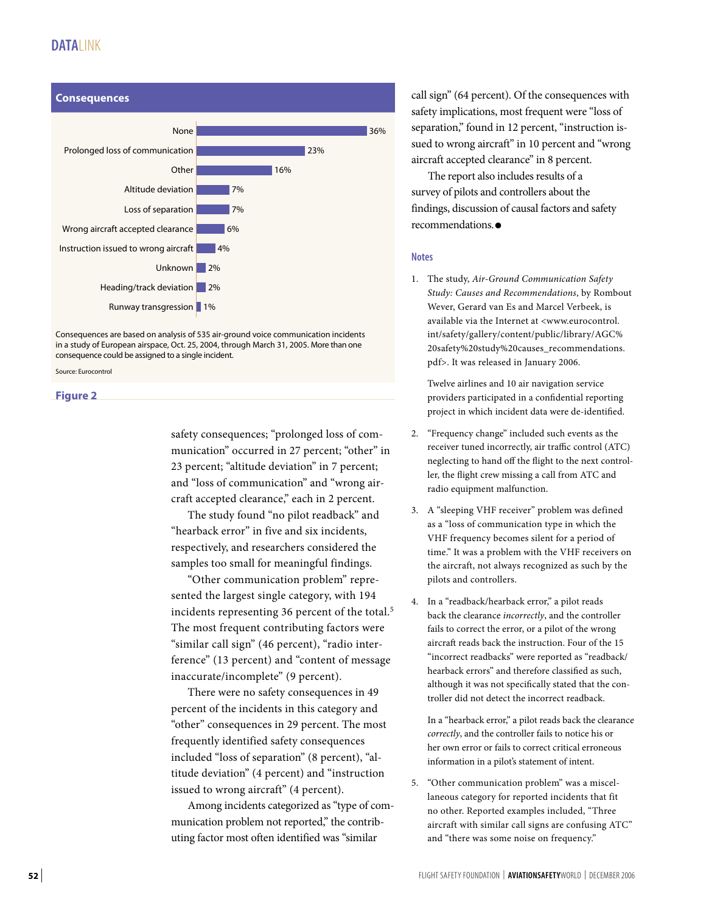## Consequences

None 36%
Prolonged loss of communication 23%
Other 16%
Altitude deviation 7%
Loss of separation 7%
Wrong aircraft accepted clearance 6%
Instruction issued to wrong aircraft 4%
Unknown 2%
Heading/track deviation 2%
Runway transgression 1%

Consequences are based on analysis of 535 air-ground voice communication incidents in a study of European airspace, Oct. 25, 2004, through March 31, 2005. More than one consequence could be assigned to a single incident.

Source: Eurocontrol

**Figure 2**

safety consequences; "prolonged loss of communication" occurred in 27 percent; "other" in 23 percent; "altitude deviation" in 7 percent; and "loss of communication" and "wrong aircraft accepted clearance," each in 2 percent.

The study found "no pilot readback" and "hearback error" in five and six incidents, respectively, and researchers considered the samples too small for meaningful findings.

"Other communication problem" represented the largest single category, with 194 incidents representing 36 percent of the total.[5] The most frequent contributing factors were "similar call sign" (46 percent), "radio interference" (13 percent) and "content of message inaccurate/incomplete" (9 percent).

There were no safety consequences in 49 percent of the incidents in this category and "other" consequences in 29 percent. The most frequently identified safety consequences included "loss of separation" (8 percent), "altitude deviation" (4 percent) and "instruction issued to wrong aircraft" (4 percent).

Among incidents categorized as "type of communication problem not reported," the contributing factor most often identified was "similar call sign" (64 percent). Of the consequences with safety implications, most frequent were "loss of separation," found in 12 percent, "instruction issued to wrong aircraft" in 10 percent and "wrong aircraft accepted clearance" in 8 percent.

The report also includes results of a survey of pilots and controllers about the findings, discussion of causal factors and safety recommendations.●

### Notes

1. The study, *Air-Ground Communication Safety Study: Causes and Recommendations*, by Rombout Wever, Gerard van Es and Marcel Verbeek, is available via the Internet at <www.eurocontrol.int/safety/gallery/content/public/library/AGC%20safety%20study%20causes_recommendations.pdf>. It was released in January 2006.

   Twelve airlines and 10 air navigation service providers participated in a confidential reporting project in which incident data were de-identified.

2. "Frequency change" included such events as the receiver tuned incorrectly, air traffic control (ATC) neglecting to hand off the flight to the next controller, the flight crew missing a call from ATC and radio equipment malfunction.

3. A "sleeping VHF receiver" problem was defined as a "loss of communication type in which the VHF frequency becomes silent for a period of time." It was a problem with the VHF receivers on the aircraft, not always recognized as such by the pilots and controllers.

4. In a "readback/hearback error," a pilot reads back the clearance *incorrectly*, and the controller fails to correct the error, or a pilot of the wrong aircraft reads back the instruction. Four of the 15 "incorrect readbacks" were reported as "readback/hearback errors" and therefore classified as such, although it was not specifically stated that the controller did not detect the incorrect readback.

   In a "hearback error," a pilot reads back the clearance *correctly*, and the controller fails to notice his or her own error or fails to correct critical erroneous information in a pilot's statement of intent.

5. "Other communication problem" was a miscellaneous category for reported incidents that fit no other. Reported examples included, "Three aircraft with similar call signs are confusing ATC" and "there was some noise on frequency."